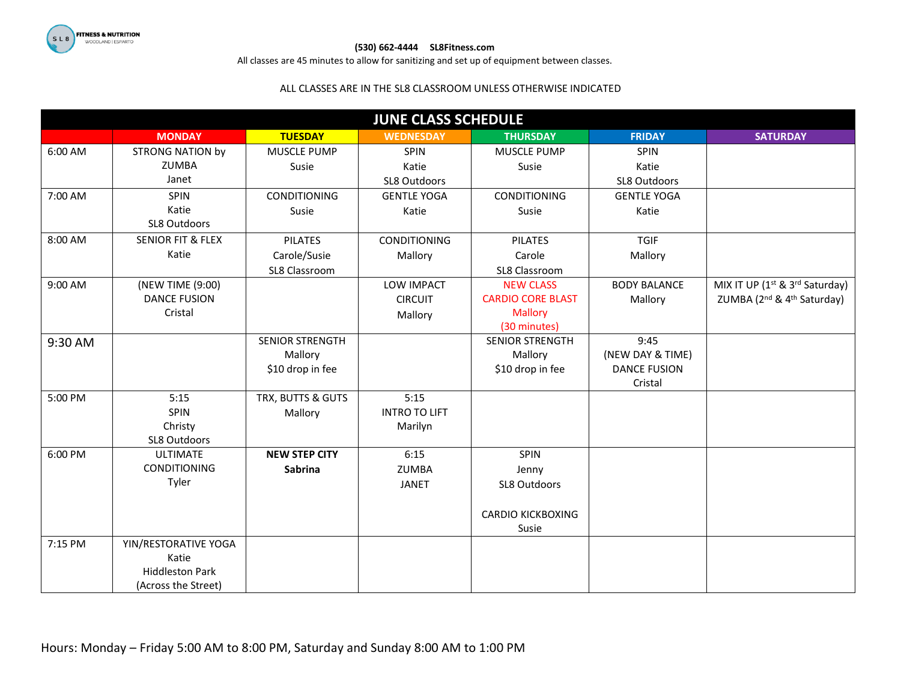SL8 FITNESS & NUTRITION WOODLAND | ESPARTO

**(530) 662-4444 SL8Fitness.com**

All classes are 45 minutes to allow for sanitizing and set up of equipment between classes.

ALL CLASSES ARE IN THE SL8 CLASSROOM UNLESS OTHERWISE INDICATED

## JUNE CLASS SCHEDULE

| | MONDAY | TUESDAY | WEDNESDAY | THURSDAY | FRIDAY | SATURDAY |
|---|---|---|---|---|---|---|
| 6:00 AM | STRONG NATION by ZUMBA Janet | MUSCLE PUMP Susie | SPIN Katie SL8 Outdoors | MUSCLE PUMP Susie | SPIN Katie SL8 Outdoors | |
| 7:00 AM | SPIN Katie SL8 Outdoors | CONDITIONING Susie | GENTLE YOGA Katie | CONDITIONING Susie | GENTLE YOGA Katie | |
| 8:00 AM | SENIOR FIT & FLEX Katie | PILATES Carole/Susie SL8 Classroom | CONDITIONING Mallory | PILATES Carole SL8 Classroom | TGIF Mallory | |
| 9:00 AM | (NEW TIME (9:00) DANCE FUSION Cristal | | LOW IMPACT CIRCUIT Mallory | NEW CLASS CARDIO CORE BLAST Mallory (30 minutes) | BODY BALANCE Mallory | MIX IT UP (1st & 3rd Saturday) ZUMBA (2nd & 4th Saturday) |
| 9:30 AM | | SENIOR STRENGTH Mallory $10 drop in fee | | SENIOR STRENGTH Mallory $10 drop in fee | 9:45 (NEW DAY & TIME) DANCE FUSION Cristal | |
| 5:00 PM | 5:15 SPIN Christy SL8 Outdoors | TRX, BUTTS & GUTS Mallory | 5:15 INTRO TO LIFT Marilyn | | | |
| 6:00 PM | ULTIMATE CONDITIONING Tyler | **NEW STEP CITY Sabrina** | 6:15 ZUMBA JANET | SPIN Jenny SL8 Outdoors<br><br>CARDIO KICKBOXING Susie | | |
| 7:15 PM | YIN/RESTORATIVE YOGA Katie Hiddleston Park (Across the Street) | | | | | |

Hours: Monday – Friday 5:00 AM to 8:00 PM, Saturday and Sunday 8:00 AM to 1:00 PM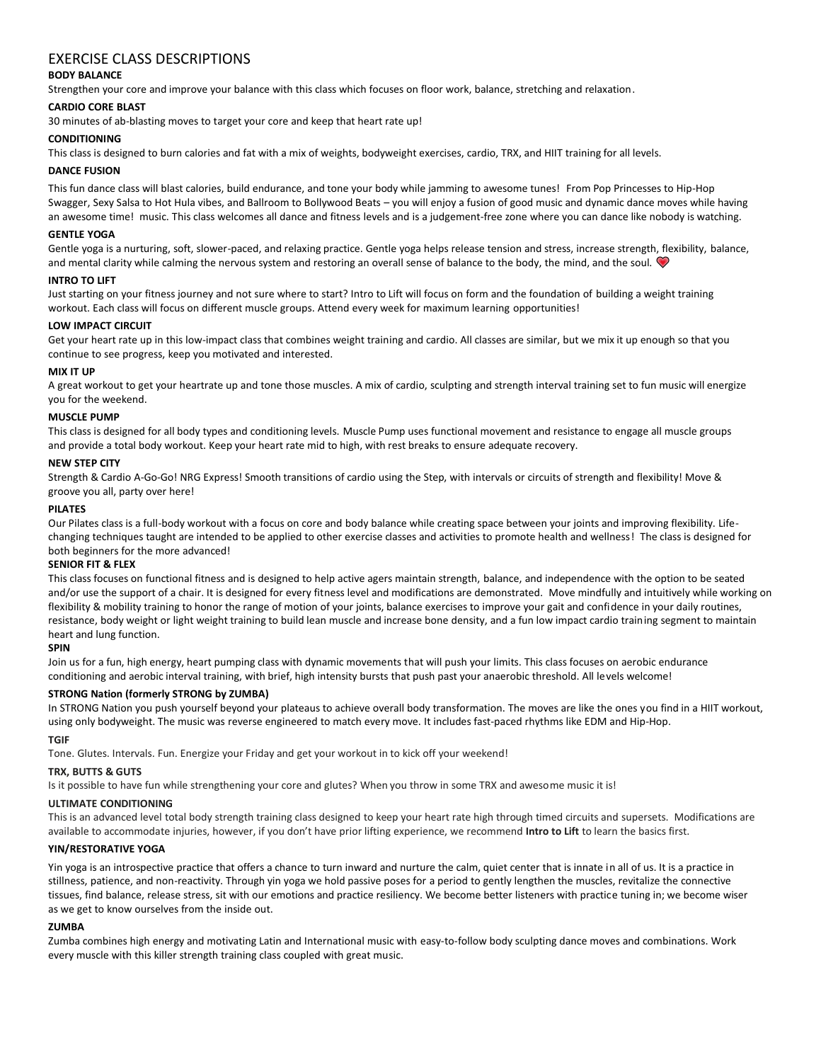# EXERCISE CLASS DESCRIPTIONS

**BODY BALANCE**

Strengthen your core and improve your balance with this class which focuses on floor work, balance, stretching and relaxation.

**CARDIO CORE BLAST**

30 minutes of ab-blasting moves to target your core and keep that heart rate up!

**CONDITIONING**

This class is designed to burn calories and fat with a mix of weights, bodyweight exercises, cardio, TRX, and HIIT training for all levels.

**DANCE FUSION**

This fun dance class will blast calories, build endurance, and tone your body while jamming to awesome tunes! From Pop Princesses to Hip-Hop Swagger, Sexy Salsa to Hot Hula vibes, and Ballroom to Bollywood Beats – you will enjoy a fusion of good music and dynamic dance moves while having an awesome time! music. This class welcomes all dance and fitness levels and is a judgement-free zone where you can dance like nobody is watching.

**GENTLE YOGA**

Gentle yoga is a nurturing, soft, slower-paced, and relaxing practice. Gentle yoga helps release tension and stress, increase strength, flexibility, balance, and mental clarity while calming the nervous system and restoring an overall sense of balance to the body, the mind, and the soul. ❤️

**INTRO TO LIFT**

Just starting on your fitness journey and not sure where to start? Intro to Lift will focus on form and the foundation of building a weight training workout. Each class will focus on different muscle groups. Attend every week for maximum learning opportunities!

**LOW IMPACT CIRCUIT**

Get your heart rate up in this low-impact class that combines weight training and cardio. All classes are similar, but we mix it up enough so that you continue to see progress, keep you motivated and interested.

**MIX IT UP**

A great workout to get your heartrate up and tone those muscles. A mix of cardio, sculpting and strength interval training set to fun music will energize you for the weekend.

**MUSCLE PUMP**

This class is designed for all body types and conditioning levels. Muscle Pump uses functional movement and resistance to engage all muscle groups and provide a total body workout. Keep your heart rate mid to high, with rest breaks to ensure adequate recovery.

**NEW STEP CITY**

Strength & Cardio A-Go-Go! NRG Express! Smooth transitions of cardio using the Step, with intervals or circuits of strength and flexibility! Move & groove you all, party over here!

**PILATES**

Our Pilates class is a full-body workout with a focus on core and body balance while creating space between your joints and improving flexibility. Life-changing techniques taught are intended to be applied to other exercise classes and activities to promote health and wellness! The class is designed for both beginners for the more advanced!

**SENIOR FIT & FLEX**

This class focuses on functional fitness and is designed to help active agers maintain strength, balance, and independence with the option to be seated and/or use the support of a chair. It is designed for every fitness level and modifications are demonstrated. Move mindfully and intuitively while working on flexibility & mobility training to honor the range of motion of your joints, balance exercises to improve your gait and confidence in your daily routines, resistance, body weight or light weight training to build lean muscle and increase bone density, and a fun low impact cardio training segment to maintain heart and lung function.

**SPIN**

Join us for a fun, high energy, heart pumping class with dynamic movements that will push your limits. This class focuses on aerobic endurance conditioning and aerobic interval training, with brief, high intensity bursts that push past your anaerobic threshold. All levels welcome!

**STRONG Nation (formerly STRONG by ZUMBA)**

In STRONG Nation you push yourself beyond your plateaus to achieve overall body transformation. The moves are like the ones you find in a HIIT workout, using only bodyweight. The music was reverse engineered to match every move. It includes fast-paced rhythms like EDM and Hip-Hop.

**TGIF**

Tone. Glutes. Intervals. Fun. Energize your Friday and get your workout in to kick off your weekend!

**TRX, BUTTS & GUTS**

Is it possible to have fun while strengthening your core and glutes? When you throw in some TRX and awesome music it is!

**ULTIMATE CONDITIONING**

This is an advanced level total body strength training class designed to keep your heart rate high through timed circuits and supersets. Modifications are available to accommodate injuries, however, if you don't have prior lifting experience, we recommend **Intro to Lift** to learn the basics first.

**YIN/RESTORATIVE YOGA**

Yin yoga is an introspective practice that offers a chance to turn inward and nurture the calm, quiet center that is innate in all of us. It is a practice in stillness, patience, and non-reactivity. Through yin yoga we hold passive poses for a period to gently lengthen the muscles, revitalize the connective tissues, find balance, release stress, sit with our emotions and practice resiliency. We become better listeners with practice tuning in; we become wiser as we get to know ourselves from the inside out.

**ZUMBA**

Zumba combines high energy and motivating Latin and International music with easy-to-follow body sculpting dance moves and combinations. Work every muscle with this killer strength training class coupled with great music.